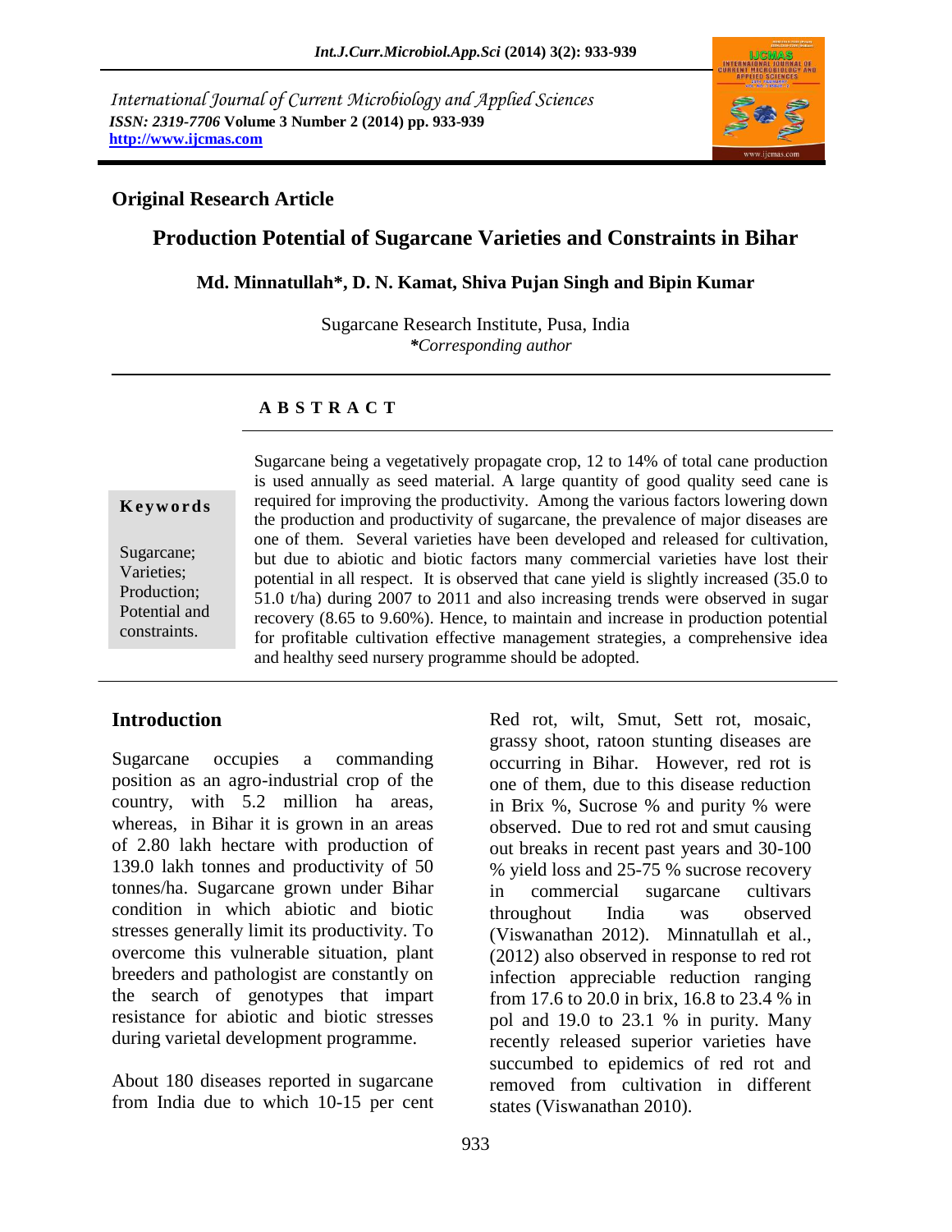International Journal of Current Microbiology and Applied Sciences
*ISSN: 2319-7706* **Volume 3 Number 2 (2014) pp. 933-939**
**http://www.ijcmas.com**

**Original Research Article**

# Production Potential of Sugarcane Varieties and Constraints in Bihar

**Md. Minnatullah*, D. N. Kamat, Shiva Pujan Singh and Bipin Kumar**

Sugarcane Research Institute, Pusa, India
*\*Corresponding author*

## A B S T R A C T

**Keywords**

Sugarcane; Varieties; Production; Potential and constraints.

Sugarcane being a vegetatively propagate crop, 12 to 14% of total cane production is used annually as seed material. A large quantity of good quality seed cane is required for improving the productivity. Among the various factors lowering down the production and productivity of sugarcane, the prevalence of major diseases are one of them. Several varieties have been developed and released for cultivation, but due to abiotic and biotic factors many commercial varieties have lost their potential in all respect. It is observed that cane yield is slightly increased (35.0 to 51.0 t/ha) during 2007 to 2011 and also increasing trends were observed in sugar recovery (8.65 to 9.60%). Hence, to maintain and increase in production potential for profitable cultivation effective management strategies, a comprehensive idea and healthy seed nursery programme should be adopted.

## Introduction

Sugarcane occupies a commanding position as an agro-industrial crop of the country, with 5.2 million ha areas, whereas, in Bihar it is grown in an areas of 2.80 lakh hectare with production of 139.0 lakh tonnes and productivity of 50 tonnes/ha. Sugarcane grown under Bihar condition in which abiotic and biotic stresses generally limit its productivity. To overcome this vulnerable situation, plant breeders and pathologist are constantly on the search of genotypes that impart resistance for abiotic and biotic stresses during varietal development programme.

About 180 diseases reported in sugarcane from India due to which 10-15 per cent Red rot, wilt, Smut, Sett rot, mosaic, grassy shoot, ratoon stunting diseases are occurring in Bihar. However, red rot is one of them, due to this disease reduction in Brix %, Sucrose % and purity % were observed. Due to red rot and smut causing out breaks in recent past years and 30-100 % yield loss and 25-75 % sucrose recovery in commercial sugarcane cultivars throughout India was observed (Viswanathan 2012). Minnatullah et al., (2012) also observed in response to red rot infection appreciable reduction ranging from 17.6 to 20.0 in brix, 16.8 to 23.4 % in pol and 19.0 to 23.1 % in purity. Many recently released superior varieties have succumbed to epidemics of red rot and removed from cultivation in different states (Viswanathan 2010).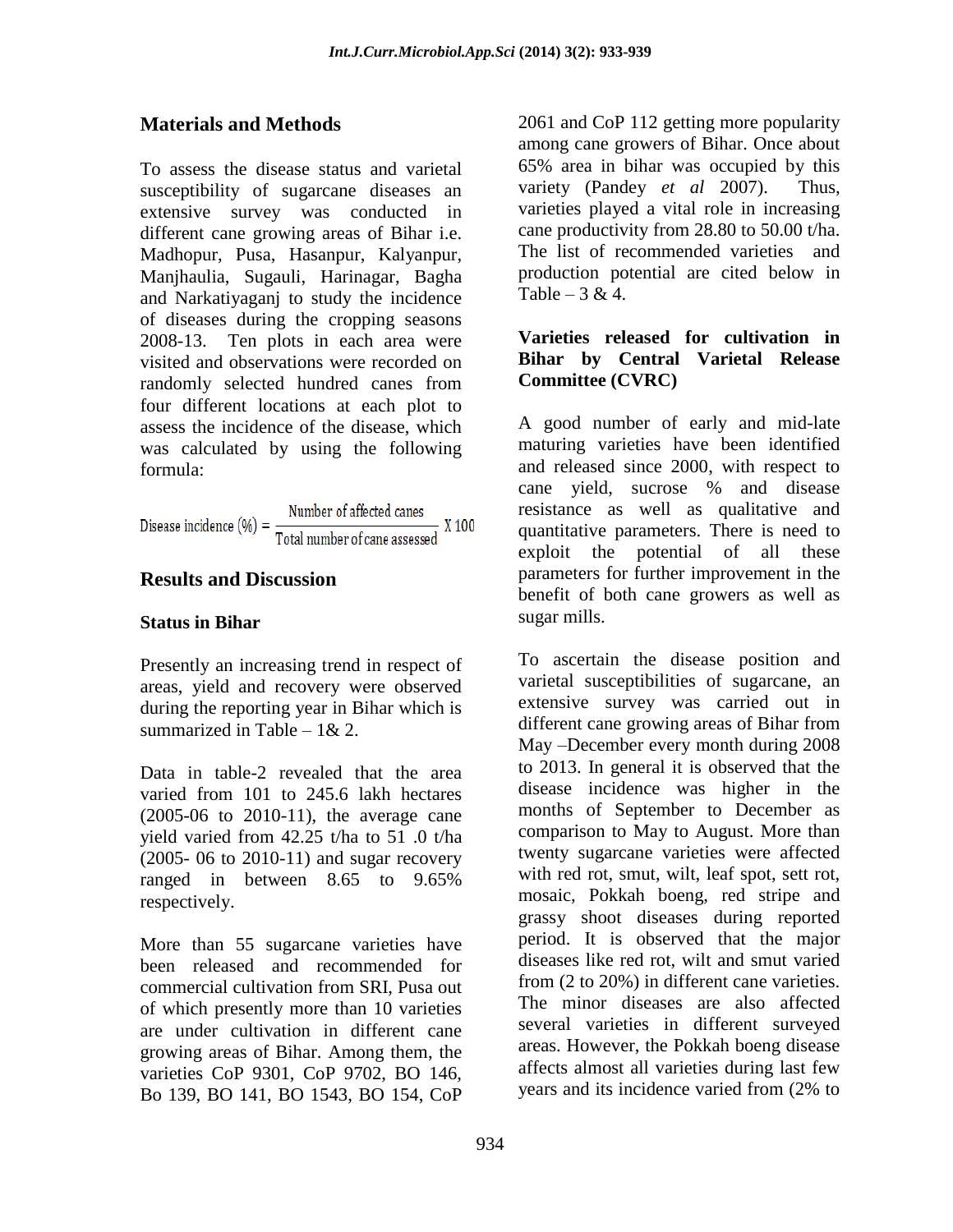## Materials and Methods

To assess the disease status and varietal susceptibility of sugarcane diseases an extensive survey was conducted in different cane growing areas of Bihar i.e. Madhopur, Pusa, Hasanpur, Kalyanpur, Manjhaulia, Sugauli, Harinagar, Bagha and Narkatiyaganj to study the incidence of diseases during the cropping seasons 2008-13. Ten plots in each area were visited and observations were recorded on randomly selected hundred canes from four different locations at each plot to assess the incidence of the disease, which was calculated by using the following formula:

$$\text{Disease incidence (\%)} = \frac{\text{Number of affected canes}}{\text{Total number of cane assessed}} \text{ X } 100$$

## Results and Discussion

### Status in Bihar

Presently an increasing trend in respect of areas, yield and recovery were observed during the reporting year in Bihar which is summarized in Table – 1& 2.

Data in table-2 revealed that the area varied from 101 to 245.6 lakh hectares (2005-06 to 2010-11), the average cane yield varied from 42.25 t/ha to 51 .0 t/ha (2005- 06 to 2010-11) and sugar recovery ranged in between 8.65 to 9.65% respectively.

More than 55 sugarcane varieties have been released and recommended for commercial cultivation from SRI, Pusa out of which presently more than 10 varieties are under cultivation in different cane growing areas of Bihar. Among them, the varieties CoP 9301, CoP 9702, BO 146, Bo 139, BO 141, BO 1543, BO 154, CoP 2061 and CoP 112 getting more popularity among cane growers of Bihar. Once about 65% area in bihar was occupied by this variety (Pandey *et al* 2007). Thus, varieties played a vital role in increasing cane productivity from 28.80 to 50.00 t/ha. The list of recommended varieties and production potential are cited below in Table – 3 & 4.

### Varieties released for cultivation in Bihar by Central Varietal Release Committee (CVRC)

A good number of early and mid-late maturing varieties have been identified and released since 2000, with respect to cane yield, sucrose % and disease resistance as well as qualitative and quantitative parameters. There is need to exploit the potential of all these parameters for further improvement in the benefit of both cane growers as well as sugar mills.

To ascertain the disease position and varietal susceptibilities of sugarcane, an extensive survey was carried out in different cane growing areas of Bihar from May –December every month during 2008 to 2013. In general it is observed that the disease incidence was higher in the months of September to December as comparison to May to August. More than twenty sugarcane varieties were affected with red rot, smut, wilt, leaf spot, sett rot, mosaic, Pokkah boeng, red stripe and grassy shoot diseases during reported period. It is observed that the major diseases like red rot, wilt and smut varied from (2 to 20%) in different cane varieties. The minor diseases are also affected several varieties in different surveyed areas. However, the Pokkah boeng disease affects almost all varieties during last few years and its incidence varied from (2% to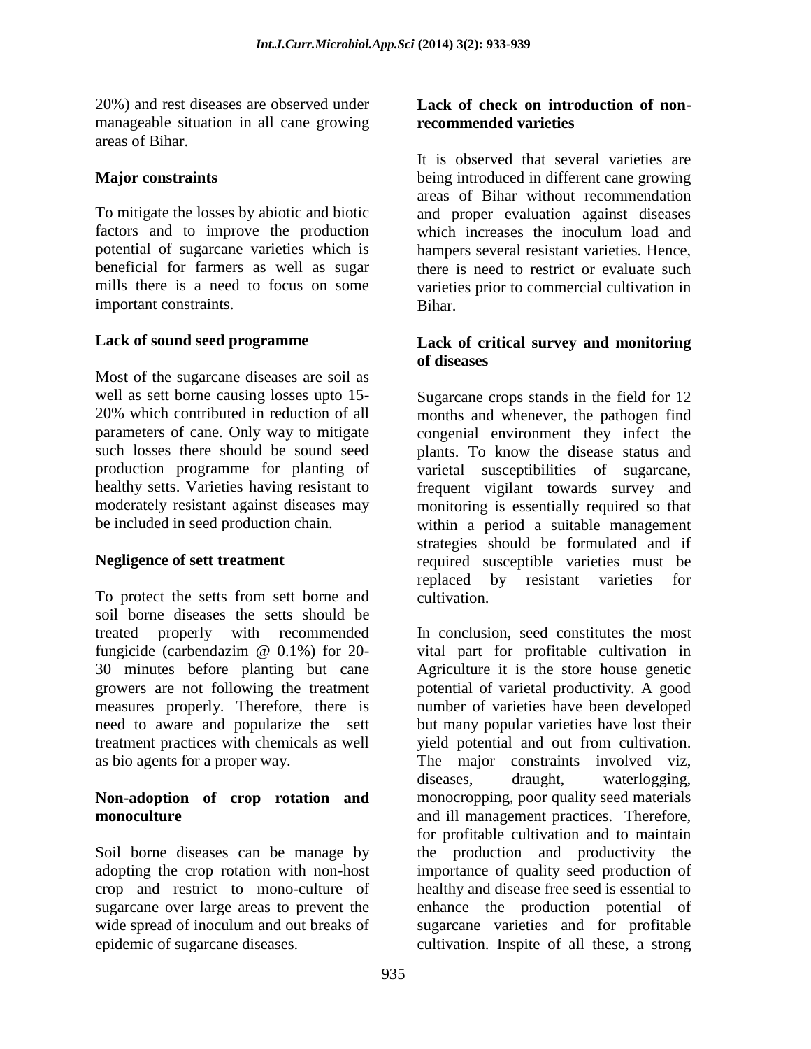20%) and rest diseases are observed under manageable situation in all cane growing areas of Bihar.

## Major constraints

To mitigate the losses by abiotic and biotic factors and to improve the production potential of sugarcane varieties which is beneficial for farmers as well as sugar mills there is a need to focus on some important constraints.

### Lack of sound seed programme

Most of the sugarcane diseases are soil as well as sett borne causing losses upto 15-20% which contributed in reduction of all parameters of cane. Only way to mitigate such losses there should be sound seed production programme for planting of healthy setts. Varieties having resistant to moderately resistant against diseases may be included in seed production chain.

### Negligence of sett treatment

To protect the setts from sett borne and soil borne diseases the setts should be treated properly with recommended fungicide (carbendazim @ 0.1%) for 20-30 minutes before planting but cane growers are not following the treatment measures properly. Therefore, there is need to aware and popularize the sett treatment practices with chemicals as well as bio agents for a proper way.

### Non-adoption of crop rotation and monoculture

Soil borne diseases can be manage by adopting the crop rotation with non-host crop and restrict to mono-culture of sugarcane over large areas to prevent the wide spread of inoculum and out breaks of epidemic of sugarcane diseases.

### Lack of check on introduction of non-recommended varieties

It is observed that several varieties are being introduced in different cane growing areas of Bihar without recommendation and proper evaluation against diseases which increases the inoculum load and hampers several resistant varieties. Hence, there is need to restrict or evaluate such varieties prior to commercial cultivation in Bihar.

### Lack of critical survey and monitoring of diseases

Sugarcane crops stands in the field for 12 months and whenever, the pathogen find congenial environment they infect the plants. To know the disease status and varietal susceptibilities of sugarcane, frequent vigilant towards survey and monitoring is essentially required so that within a period a suitable management strategies should be formulated and if required susceptible varieties must be replaced by resistant varieties for cultivation.

In conclusion, seed constitutes the most vital part for profitable cultivation in Agriculture it is the store house genetic potential of varietal productivity. A good number of varieties have been developed but many popular varieties have lost their yield potential and out from cultivation. The major constraints involved viz, diseases, draught, waterlogging, monocropping, poor quality seed materials and ill management practices. Therefore, for profitable cultivation and to maintain the production and productivity the importance of quality seed production of healthy and disease free seed is essential to enhance the production potential of sugarcane varieties and for profitable cultivation. Inspite of all these, a strong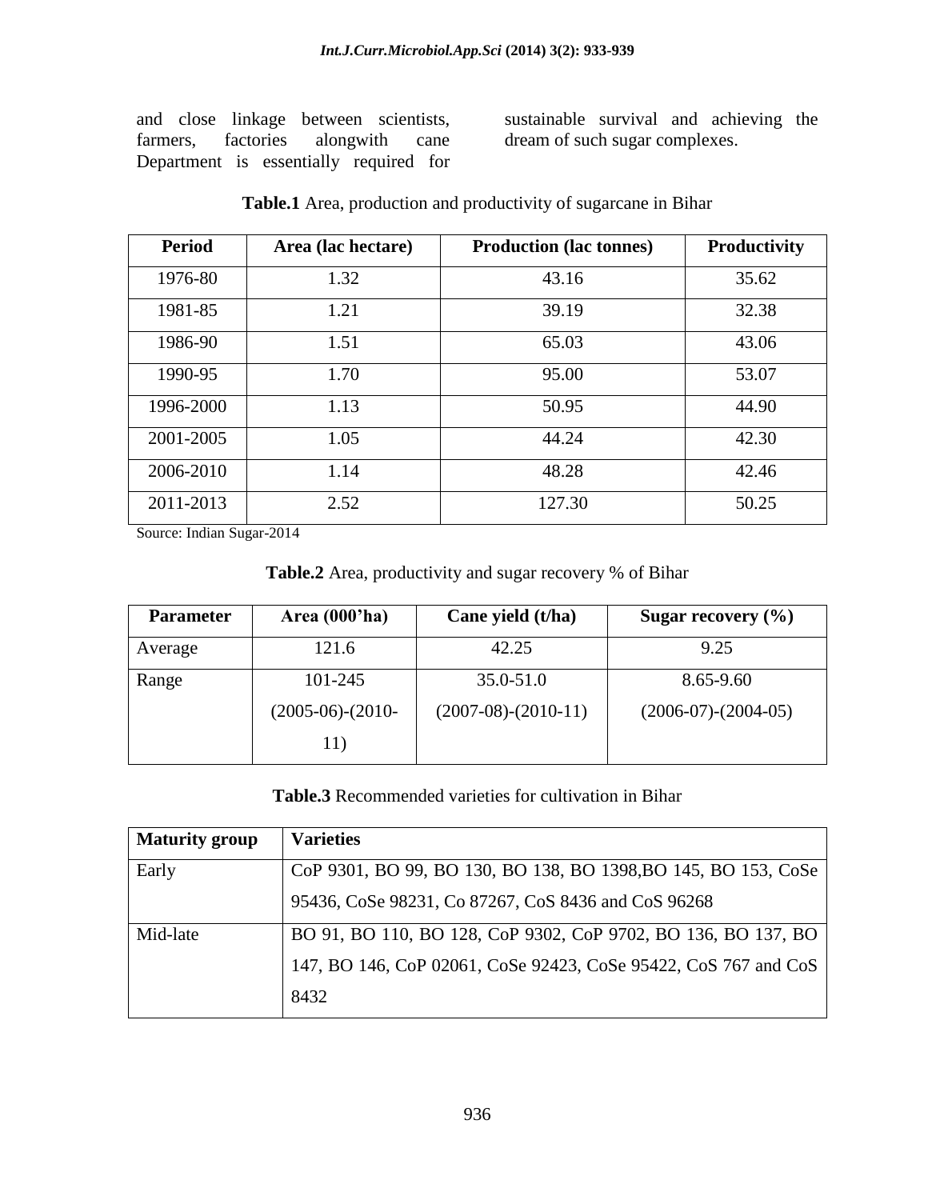and close linkage between scientists, farmers, factories alongwith cane Department is essentially required for sustainable survival and achieving the dream of such sugar complexes.

**Table.1** Area, production and productivity of sugarcane in Bihar

| Period | Area (lac hectare) | Production (lac tonnes) | Productivity |
|---|---|---|---|
| 1976-80 | 1.32 | 43.16 | 35.62 |
| 1981-85 | 1.21 | 39.19 | 32.38 |
| 1986-90 | 1.51 | 65.03 | 43.06 |
| 1990-95 | 1.70 | 95.00 | 53.07 |
| 1996-2000 | 1.13 | 50.95 | 44.90 |
| 2001-2005 | 1.05 | 44.24 | 42.30 |
| 2006-2010 | 1.14 | 48.28 | 42.46 |
| 2011-2013 | 2.52 | 127.30 | 50.25 |

Source: Indian Sugar-2014

**Table.2** Area, productivity and sugar recovery % of Bihar

| Parameter | Area (000'ha) | Cane yield (t/ha) | Sugar recovery (%) |
|---|---|---|---|
| Average | 121.6 | 42.25 | 9.25 |
| Range | 101-245 (2005-06)-(2010-11) | 35.0-51.0 (2007-08)-(2010-11) | 8.65-9.60 (2006-07)-(2004-05) |

**Table.3** Recommended varieties for cultivation in Bihar

| Maturity group | Varieties |
|---|---|
| Early | CoP 9301, BO 99, BO 130, BO 138, BO 1398,BO 145, BO 153, CoSe 95436, CoSe 98231, Co 87267, CoS 8436 and CoS 96268 |
| Mid-late | BO 91, BO 110, BO 128, CoP 9302, CoP 9702, BO 136, BO 137, BO 147, BO 146, CoP 02061, CoSe 92423, CoSe 95422, CoS 767 and CoS 8432 |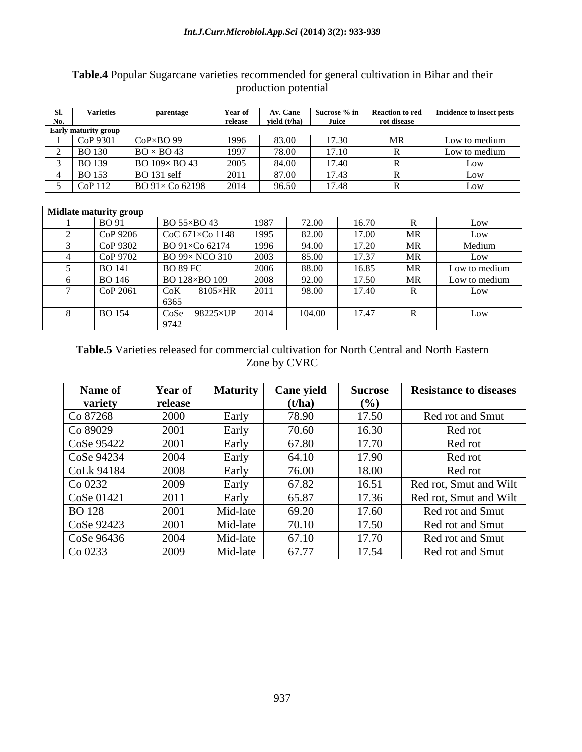**Table.4** Popular Sugarcane varieties recommended for general cultivation in Bihar and their production potential

| Sl. No. | Varieties | parentage | Year of release | Av. Cane yield (t/ha) | Sucrose % in Juice | Reaction to red rot disease | Incidence to insect pests |
|---|---|---|---|---|---|---|---|
| **Early maturity group** | | | | | | | |
| 1 | CoP 9301 | CoP×BO 99 | 1996 | 83.00 | 17.30 | MR | Low to medium |
| 2 | BO 130 | BO × BO 43 | 1997 | 78.00 | 17.10 | R | Low to medium |
| 3 | BO 139 | BO 109× BO 43 | 2005 | 84.00 | 17.40 | R | Low |
| 4 | BO 153 | BO 131 self | 2011 | 87.00 | 17.43 | R | Low |
| 5 | CoP 112 | BO 91× Co 62198 | 2014 | 96.50 | 17.48 | R | Low |
| **Midlate maturity group** | | | | | | | |
| 1 | BO 91 | BO 55×BO 43 | 1987 | 72.00 | 16.70 | R | Low |
| 2 | CoP 9206 | CoC 671×Co 1148 | 1995 | 82.00 | 17.00 | MR | Low |
| 3 | CoP 9302 | BO 91×Co 62174 | 1996 | 94.00 | 17.20 | MR | Medium |
| 4 | CoP 9702 | BO 99× NCO 310 | 2003 | 85.00 | 17.37 | MR | Low |
| 5 | BO 141 | BO 89 FC | 2006 | 88.00 | 16.85 | MR | Low to medium |
| 6 | BO 146 | BO 128×BO 109 | 2008 | 92.00 | 17.50 | MR | Low to medium |
| 7 | CoP 2061 | CoK 8105×HR 6365 | 2011 | 98.00 | 17.40 | R | Low |
| 8 | BO 154 | CoSe 98225×UP 9742 | 2014 | 104.00 | 17.47 | R | Low |

**Table.5** Varieties released for commercial cultivation for North Central and North Eastern Zone by CVRC

| Name of variety | Year of release | Maturity | Cane yield (t/ha) | Sucrose (%) | Resistance to diseases |
|---|---|---|---|---|---|
| Co 87268 | 2000 | Early | 78.90 | 17.50 | Red rot and Smut |
| Co 89029 | 2001 | Early | 70.60 | 16.30 | Red rot |
| CoSe 95422 | 2001 | Early | 67.80 | 17.70 | Red rot |
| CoSe 94234 | 2004 | Early | 64.10 | 17.90 | Red rot |
| CoLk 94184 | 2008 | Early | 76.00 | 18.00 | Red rot |
| Co 0232 | 2009 | Early | 67.82 | 16.51 | Red rot, Smut and Wilt |
| CoSe 01421 | 2011 | Early | 65.87 | 17.36 | Red rot, Smut and Wilt |
| BO 128 | 2001 | Mid-late | 69.20 | 17.60 | Red rot and Smut |
| CoSe 92423 | 2001 | Mid-late | 70.10 | 17.50 | Red rot and Smut |
| CoSe 96436 | 2004 | Mid-late | 67.10 | 17.70 | Red rot and Smut |
| Co 0233 | 2009 | Mid-late | 67.77 | 17.54 | Red rot and Smut |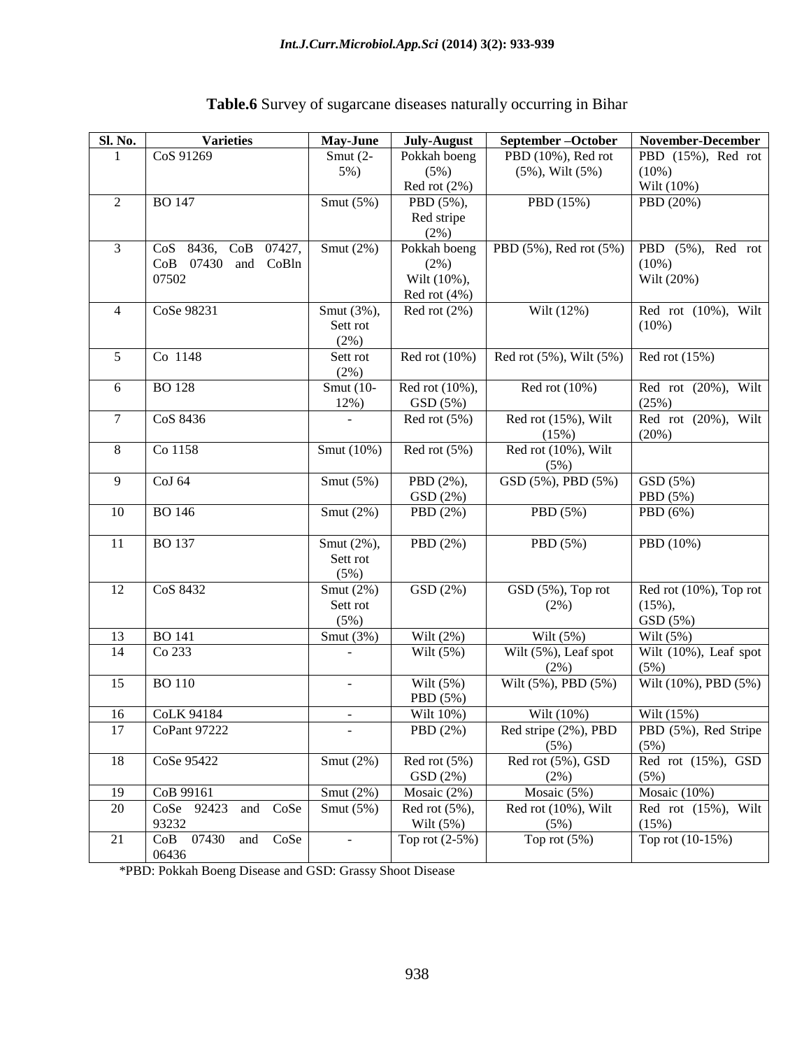**Table.6** Survey of sugarcane diseases naturally occurring in Bihar

| Sl. No. | Varieties | May-June | July-August | September –October | November-December |
|---|---|---|---|---|---|
| 1 | CoS 91269 | Smut (2-5%) | Pokkah boeng (5%) Red rot (2%) | PBD (10%), Red rot (5%), Wilt (5%) | PBD (15%), Red rot (10%) Wilt (10%) |
| 2 | BO 147 | Smut (5%) | PBD (5%), Red stripe (2%) | PBD (15%) | PBD (20%) |
| 3 | CoS 8436, CoB 07427, CoB 07430 and CoBln 07502 | Smut (2%) | Pokkah boeng (2%) Wilt (10%), Red rot (4%) | PBD (5%), Red rot (5%) | PBD (5%), Red rot (10%) Wilt (20%) |
| 4 | CoSe 98231 | Smut (3%), Sett rot (2%) | Red rot (2%) | Wilt (12%) | Red rot (10%), Wilt (10%) |
| 5 | Co 1148 | Sett rot (2%) | Red rot (10%) | Red rot (5%), Wilt (5%) | Red rot (15%) |
| 6 | BO 128 | Smut (10-12%) | Red rot (10%), GSD (5%) | Red rot (10%) | Red rot (20%), Wilt (25%) |
| 7 | CoS 8436 | - | Red rot (5%) | Red rot (15%), Wilt (15%) | Red rot (20%), Wilt (20%) |
| 8 | Co 1158 | Smut (10%) | Red rot (5%) | Red rot (10%), Wilt (5%) | |
| 9 | CoJ 64 | Smut (5%) | PBD (2%), GSD (2%) | GSD (5%), PBD (5%) | GSD (5%) PBD (5%) |
| 10 | BO 146 | Smut (2%) | PBD (2%) | PBD (5%) | PBD (6%) |
| 11 | BO 137 | Smut (2%), Sett rot (5%) | PBD (2%) | PBD (5%) | PBD (10%) |
| 12 | CoS 8432 | Smut (2%) Sett rot (5%) | GSD (2%) | GSD (5%), Top rot (2%) | Red rot (10%), Top rot (15%), GSD (5%) |
| 13 | BO 141 | Smut (3%) | Wilt (2%) | Wilt (5%) | Wilt (5%) |
| 14 | Co 233 | - | Wilt (5%) | Wilt (5%), Leaf spot (2%) | Wilt (10%), Leaf spot (5%) |
| 15 | BO 110 | - | Wilt (5%) PBD (5%) | Wilt (5%), PBD (5%) | Wilt (10%), PBD (5%) |
| 16 | CoLK 94184 | - | Wilt 10%) | Wilt (10%) | Wilt (15%) |
| 17 | CoPant 97222 | - | PBD (2%) | Red stripe (2%), PBD (5%) | PBD (5%), Red Stripe (5%) |
| 18 | CoSe 95422 | Smut (2%) | Red rot (5%) GSD (2%) | Red rot (5%), GSD (2%) | Red rot (15%), GSD (5%) |
| 19 | CoB 99161 | Smut (2%) | Mosaic (2%) | Mosaic (5%) | Mosaic (10%) |
| 20 | CoSe 92423 and CoSe 93232 | Smut (5%) | Red rot (5%), Wilt (5%) | Red rot (10%), Wilt (5%) | Red rot (15%), Wilt (15%) |
| 21 | CoB 07430 and CoSe 06436 | - | Top rot (2-5%) | Top rot (5%) | Top rot (10-15%) |

*PBD: Pokkah Boeng Disease and GSD: Grassy Shoot Disease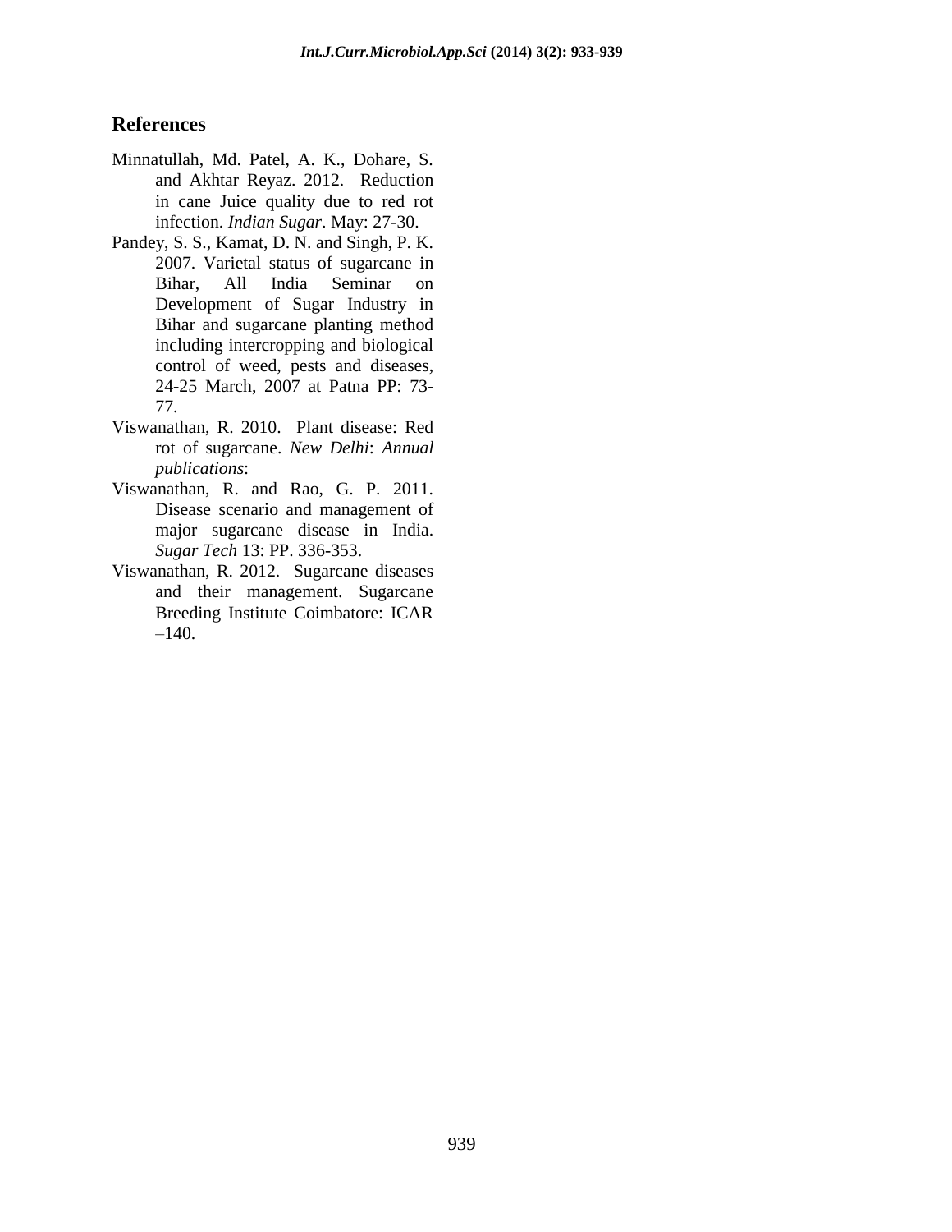## References

Minnatullah, Md. Patel, A. K., Dohare, S. and Akhtar Reyaz. 2012. Reduction in cane Juice quality due to red rot infection. *Indian Sugar*. May: 27-30.

Pandey, S. S., Kamat, D. N. and Singh, P. K. 2007. Varietal status of sugarcane in Bihar, All India Seminar on Development of Sugar Industry in Bihar and sugarcane planting method including intercropping and biological control of weed, pests and diseases, 24-25 March, 2007 at Patna PP: 73-77.

Viswanathan, R. 2010. Plant disease: Red rot of sugarcane. *New Delhi*: *Annual publications*:

Viswanathan, R. and Rao, G. P. 2011. Disease scenario and management of major sugarcane disease in India. *Sugar Tech* 13: PP. 336-353.

Viswanathan, R. 2012. Sugarcane diseases and their management. Sugarcane Breeding Institute Coimbatore: ICAR –140.